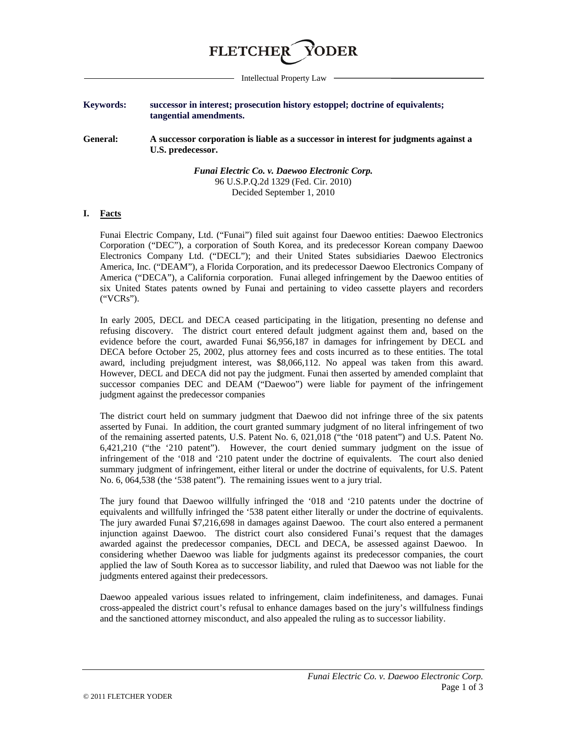FLETCHER YODER

Intellectual Property Law

**Keywords:** **successor in interest; prosecution history estoppel; doctrine of equivalents; tangential amendments.**

**General:** **A successor corporation is liable as a successor in interest for judgments against a U.S. predecessor.**

***Funai Electric Co. v. Daewoo Electronic Corp.***
96 U.S.P.Q.2d 1329 (Fed. Cir. 2010)
Decided September 1, 2010

## I. Facts

Funai Electric Company, Ltd. ("Funai") filed suit against four Daewoo entities: Daewoo Electronics Corporation ("DEC"), a corporation of South Korea, and its predecessor Korean company Daewoo Electronics Company Ltd. ("DECL"); and their United States subsidiaries Daewoo Electronics America, Inc. ("DEAM"), a Florida Corporation, and its predecessor Daewoo Electronics Company of America ("DECA"), a California corporation. Funai alleged infringement by the Daewoo entities of six United States patents owned by Funai and pertaining to video cassette players and recorders ("VCRs").

In early 2005, DECL and DECA ceased participating in the litigation, presenting no defense and refusing discovery. The district court entered default judgment against them and, based on the evidence before the court, awarded Funai $6,956,187 in damages for infringement by DECL and DECA before October 25, 2002, plus attorney fees and costs incurred as to these entities. The total award, including prejudgment interest, was $8,066,112. No appeal was taken from this award. However, DECL and DECA did not pay the judgment. Funai then asserted by amended complaint that successor companies DEC and DEAM ("Daewoo") were liable for payment of the infringement judgment against the predecessor companies

The district court held on summary judgment that Daewoo did not infringe three of the six patents asserted by Funai. In addition, the court granted summary judgment of no literal infringement of two of the remaining asserted patents, U.S. Patent No. 6, 021,018 ("the '018 patent") and U.S. Patent No. 6,421,210 ("the '210 patent"). However, the court denied summary judgment on the issue of infringement of the '018 and '210 patent under the doctrine of equivalents. The court also denied summary judgment of infringement, either literal or under the doctrine of equivalents, for U.S. Patent No. 6, 064,538 (the '538 patent"). The remaining issues went to a jury trial.

The jury found that Daewoo willfully infringed the '018 and '210 patents under the doctrine of equivalents and willfully infringed the '538 patent either literally or under the doctrine of equivalents. The jury awarded Funai $7,216,698 in damages against Daewoo. The court also entered a permanent injunction against Daewoo. The district court also considered Funai's request that the damages awarded against the predecessor companies, DECL and DECA, be assessed against Daewoo. In considering whether Daewoo was liable for judgments against its predecessor companies, the court applied the law of South Korea as to successor liability, and ruled that Daewoo was not liable for the judgments entered against their predecessors.

Daewoo appealed various issues related to infringement, claim indefiniteness, and damages. Funai cross-appealed the district court's refusal to enhance damages based on the jury's willfulness findings and the sanctioned attorney misconduct, and also appealed the ruling as to successor liability.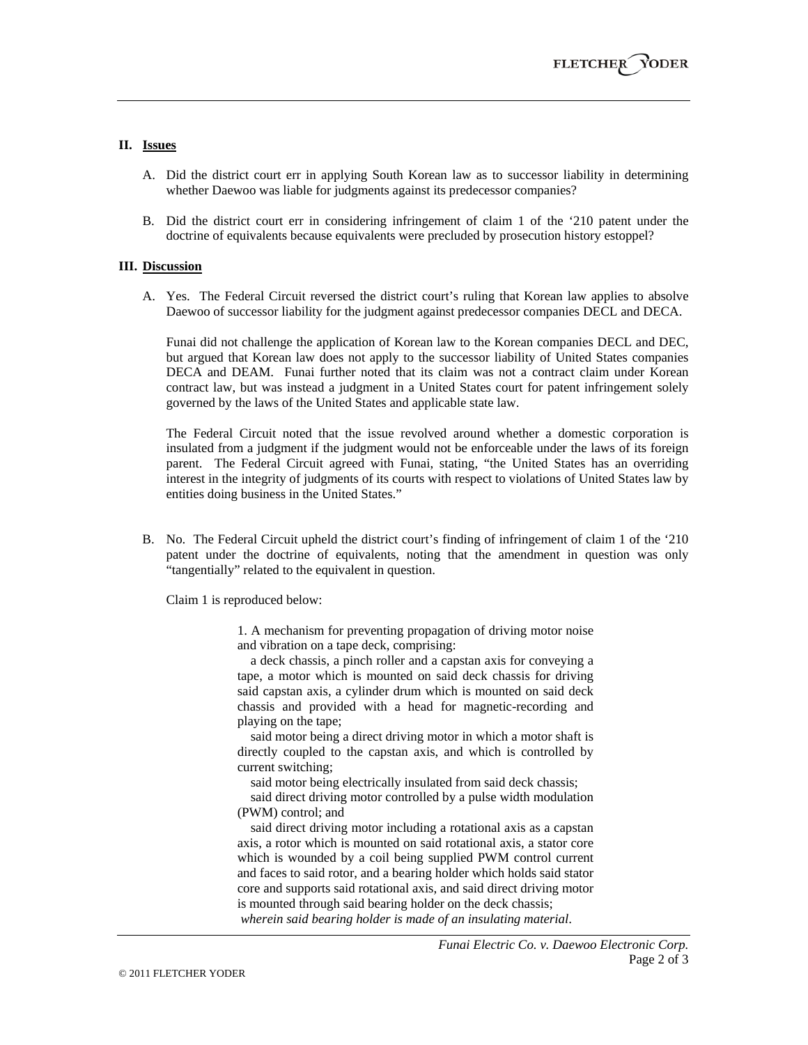## II. Issues

A. Did the district court err in applying South Korean law as to successor liability in determining whether Daewoo was liable for judgments against its predecessor companies?

B. Did the district court err in considering infringement of claim 1 of the '210 patent under the doctrine of equivalents because equivalents were precluded by prosecution history estoppel?

## III. Discussion

A. Yes. The Federal Circuit reversed the district court's ruling that Korean law applies to absolve Daewoo of successor liability for the judgment against predecessor companies DECL and DECA.

Funai did not challenge the application of Korean law to the Korean companies DECL and DEC, but argued that Korean law does not apply to the successor liability of United States companies DECA and DEAM. Funai further noted that its claim was not a contract claim under Korean contract law, but was instead a judgment in a United States court for patent infringement solely governed by the laws of the United States and applicable state law.

The Federal Circuit noted that the issue revolved around whether a domestic corporation is insulated from a judgment if the judgment would not be enforceable under the laws of its foreign parent. The Federal Circuit agreed with Funai, stating, "the United States has an overriding interest in the integrity of judgments of its courts with respect to violations of United States law by entities doing business in the United States."

B. No. The Federal Circuit upheld the district court's finding of infringement of claim 1 of the '210 patent under the doctrine of equivalents, noting that the amendment in question was only "tangentially" related to the equivalent in question.

Claim 1 is reproduced below:

> 1. A mechanism for preventing propagation of driving motor noise and vibration on a tape deck, comprising:
>
> a deck chassis, a pinch roller and a capstan axis for conveying a tape, a motor which is mounted on said deck chassis for driving said capstan axis, a cylinder drum which is mounted on said deck chassis and provided with a head for magnetic-recording and playing on the tape;
>
> said motor being a direct driving motor in which a motor shaft is directly coupled to the capstan axis, and which is controlled by current switching;
>
> said motor being electrically insulated from said deck chassis;
>
> said direct driving motor controlled by a pulse width modulation (PWM) control; and
>
> said direct driving motor including a rotational axis as a capstan axis, a rotor which is mounted on said rotational axis, a stator core which is wounded by a coil being supplied PWM control current and faces to said rotor, and a bearing holder which holds said stator core and supports said rotational axis, and said direct driving motor is mounted through said bearing holder on the deck chassis;
>
> *wherein said bearing holder is made of an insulating material.*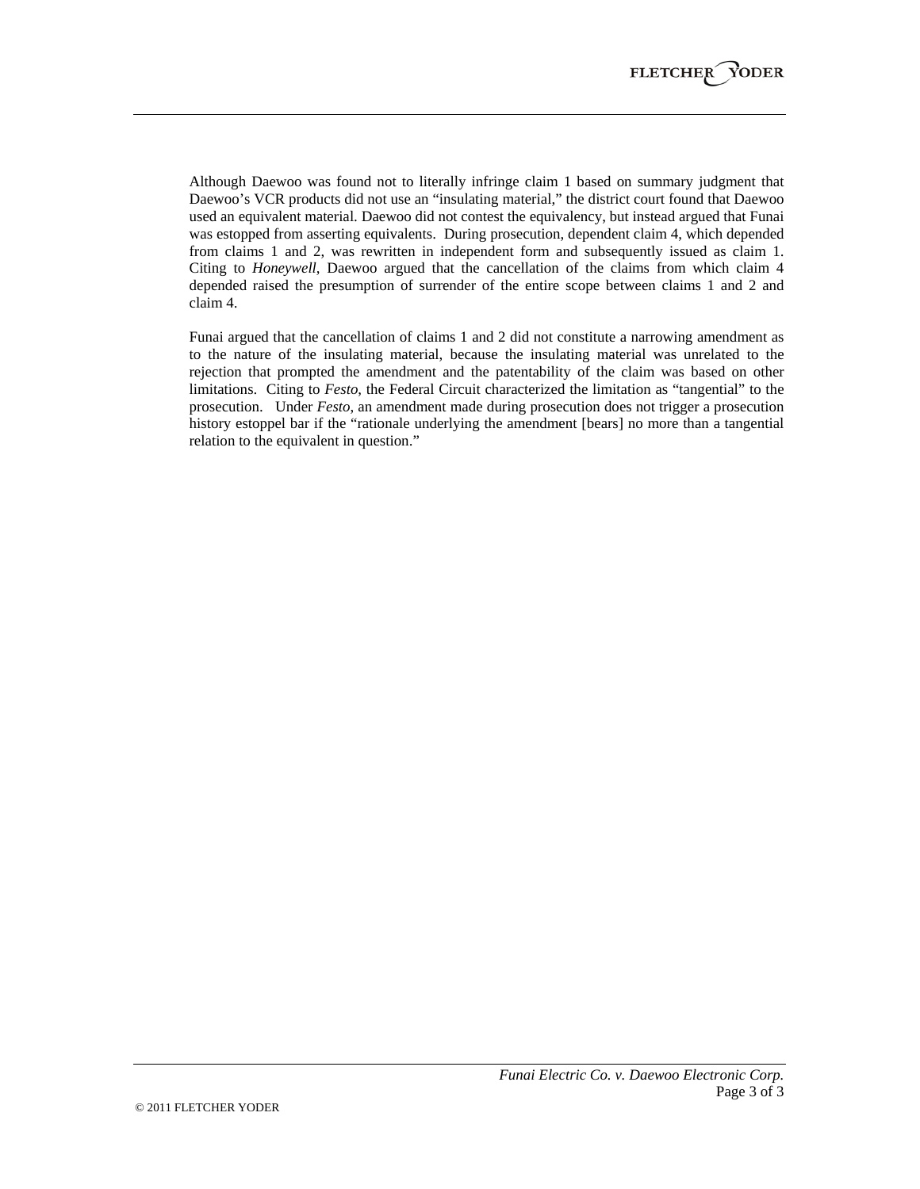Although Daewoo was found not to literally infringe claim 1 based on summary judgment that Daewoo's VCR products did not use an "insulating material," the district court found that Daewoo used an equivalent material. Daewoo did not contest the equivalency, but instead argued that Funai was estopped from asserting equivalents. During prosecution, dependent claim 4, which depended from claims 1 and 2, was rewritten in independent form and subsequently issued as claim 1. Citing to *Honeywell*, Daewoo argued that the cancellation of the claims from which claim 4 depended raised the presumption of surrender of the entire scope between claims 1 and 2 and claim 4.

Funai argued that the cancellation of claims 1 and 2 did not constitute a narrowing amendment as to the nature of the insulating material, because the insulating material was unrelated to the rejection that prompted the amendment and the patentability of the claim was based on other limitations. Citing to *Festo*, the Federal Circuit characterized the limitation as "tangential" to the prosecution. Under *Festo*, an amendment made during prosecution does not trigger a prosecution history estoppel bar if the "rationale underlying the amendment [bears] no more than a tangential relation to the equivalent in question."